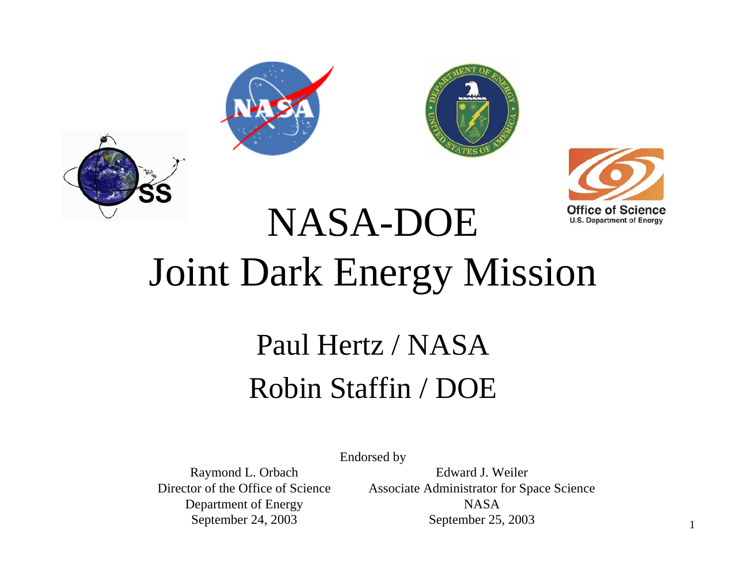# NASA-DOE Joint Dark Energy Mission

## Paul Hertz / NASA
## Robin Staffin / DOE

Endorsed by

Raymond L. Orbach
Director of the Office of Science
Department of Energy
September 24, 2003

Edward J. Weiler
Associate Administrator for Space Science
NASA
September 25, 2003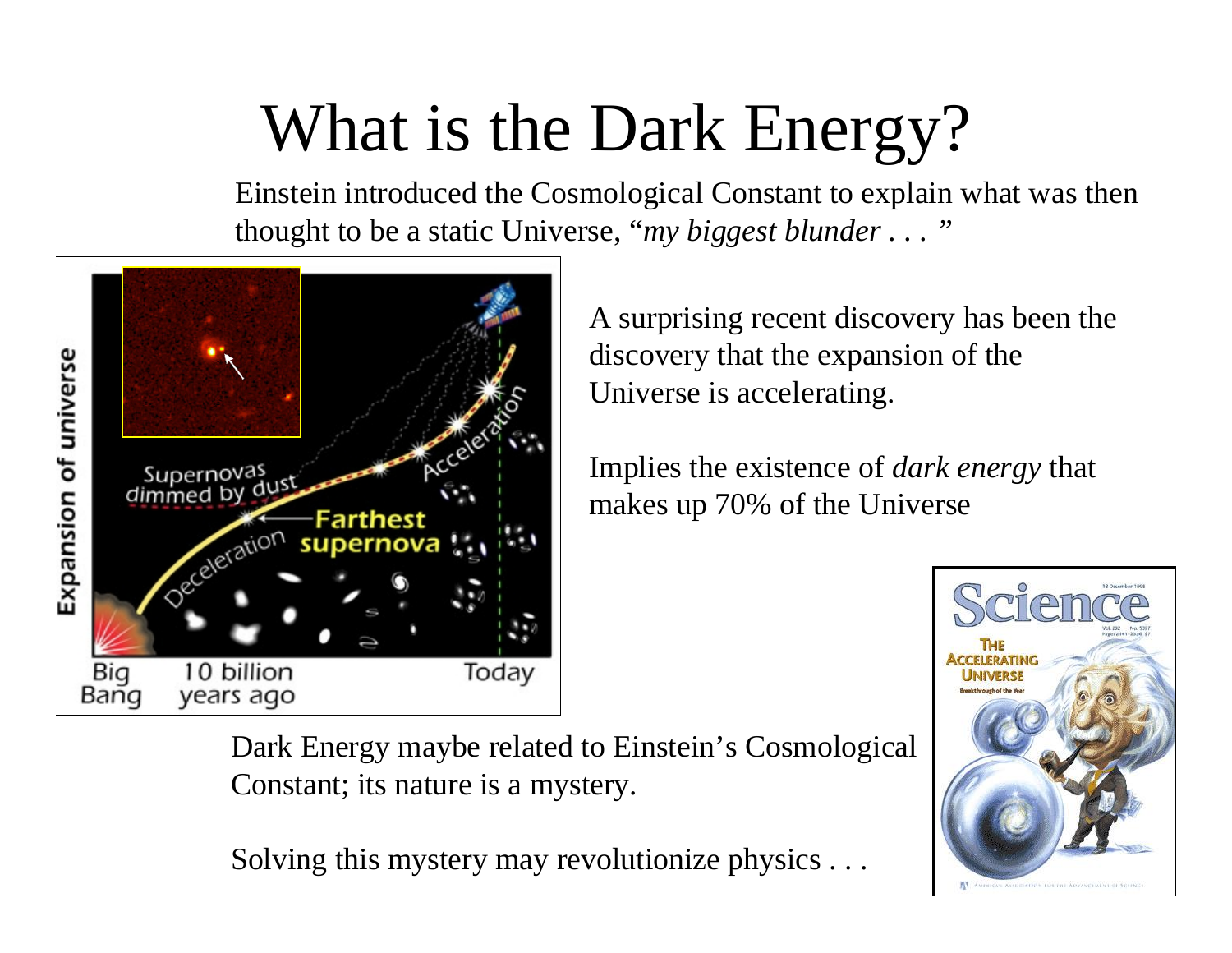# What is the Dark Energy?

Einstein introduced the Cosmological Constant to explain what was then thought to be a static Universe, "*my biggest blunder . . .* "

A surprising recent discovery has been the discovery that the expansion of the Universe is accelerating.

Implies the existence of *dark energy* that makes up 70% of the Universe

Dark Energy maybe related to Einstein's Cosmological Constant; its nature is a mystery.

Solving this mystery may revolutionize physics . . .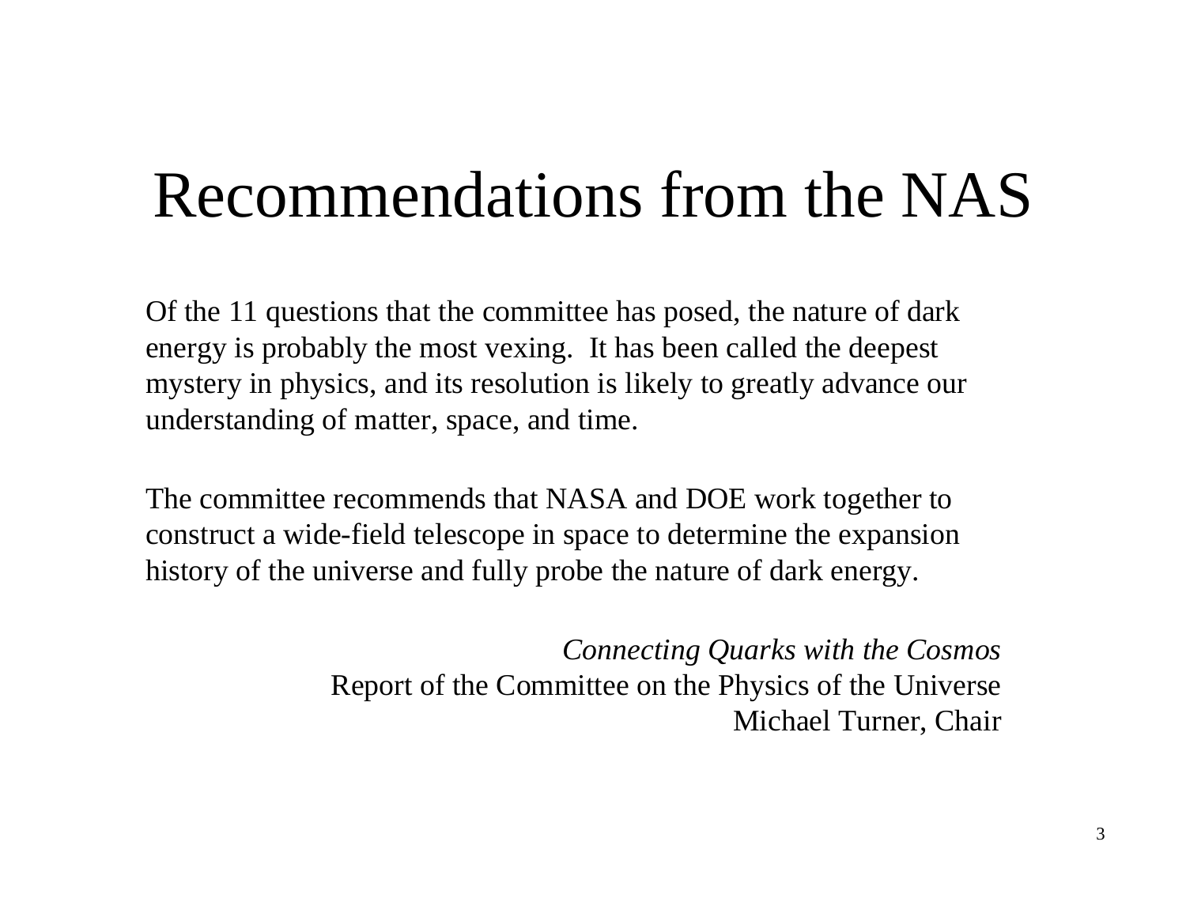# Recommendations from the NAS

Of the 11 questions that the committee has posed, the nature of dark energy is probably the most vexing. It has been called the deepest mystery in physics, and its resolution is likely to greatly advance our understanding of matter, space, and time.

The committee recommends that NASA and DOE work together to construct a wide-field telescope in space to determine the expansion history of the universe and fully probe the nature of dark energy.

*Connecting Quarks with the Cosmos*
Report of the Committee on the Physics of the Universe
Michael Turner, Chair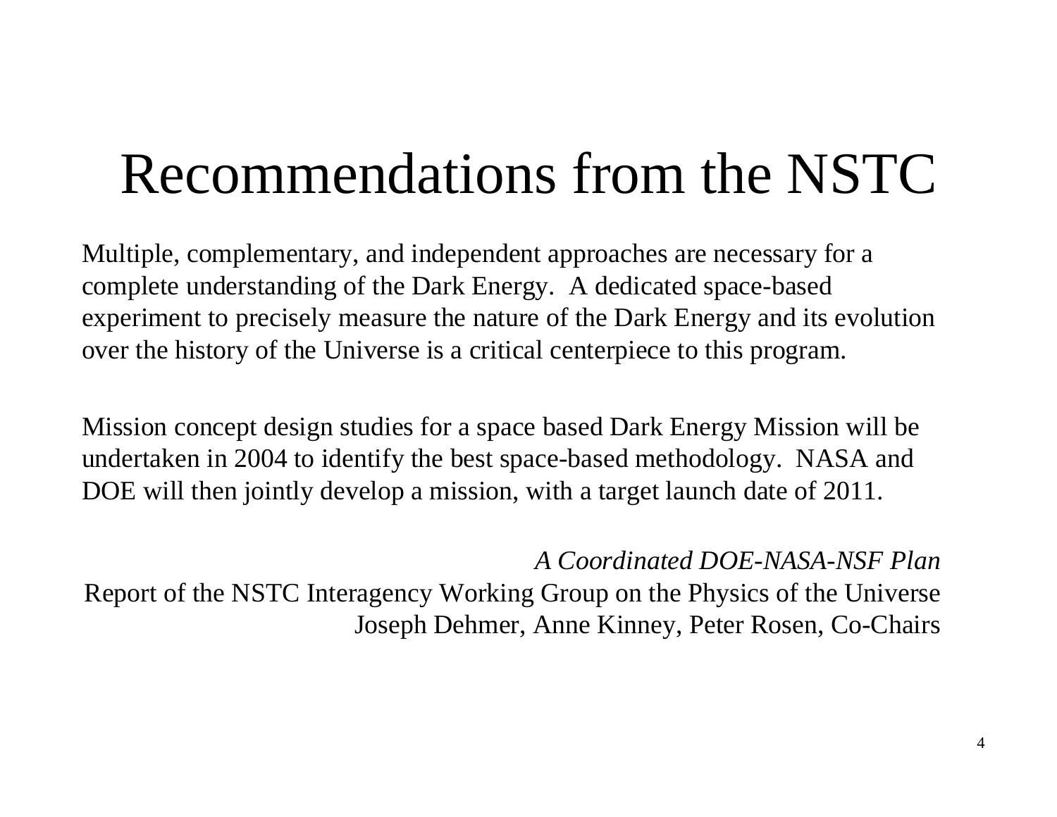# Recommendations from the NSTC

Multiple, complementary, and independent approaches are necessary for a complete understanding of the Dark Energy. A dedicated space-based experiment to precisely measure the nature of the Dark Energy and its evolution over the history of the Universe is a critical centerpiece to this program.

Mission concept design studies for a space based Dark Energy Mission will be undertaken in 2004 to identify the best space-based methodology. NASA and DOE will then jointly develop a mission, with a target launch date of 2011.

*A Coordinated DOE-NASA-NSF Plan*
Report of the NSTC Interagency Working Group on the Physics of the Universe
Joseph Dehmer, Anne Kinney, Peter Rosen, Co-Chairs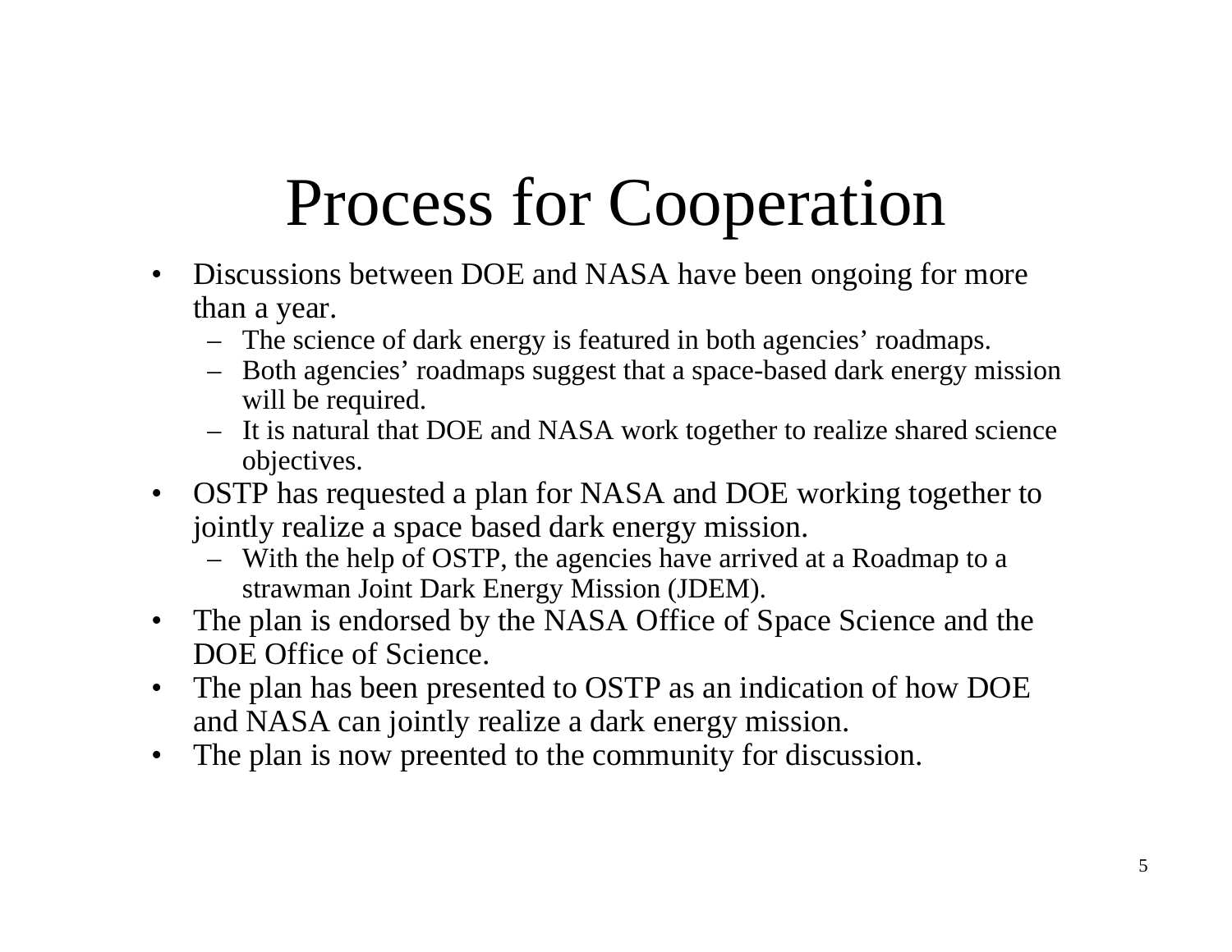# Process for Cooperation

- Discussions between DOE and NASA have been ongoing for more than a year.
  - The science of dark energy is featured in both agencies' roadmaps.
  - Both agencies' roadmaps suggest that a space-based dark energy mission will be required.
  - It is natural that DOE and NASA work together to realize shared science objectives.
- OSTP has requested a plan for NASA and DOE working together to jointly realize a space based dark energy mission.
  - With the help of OSTP, the agencies have arrived at a Roadmap to a strawman Joint Dark Energy Mission (JDEM).
- The plan is endorsed by the NASA Office of Space Science and the DOE Office of Science.
- The plan has been presented to OSTP as an indication of how DOE and NASA can jointly realize a dark energy mission.
- The plan is now preented to the community for discussion.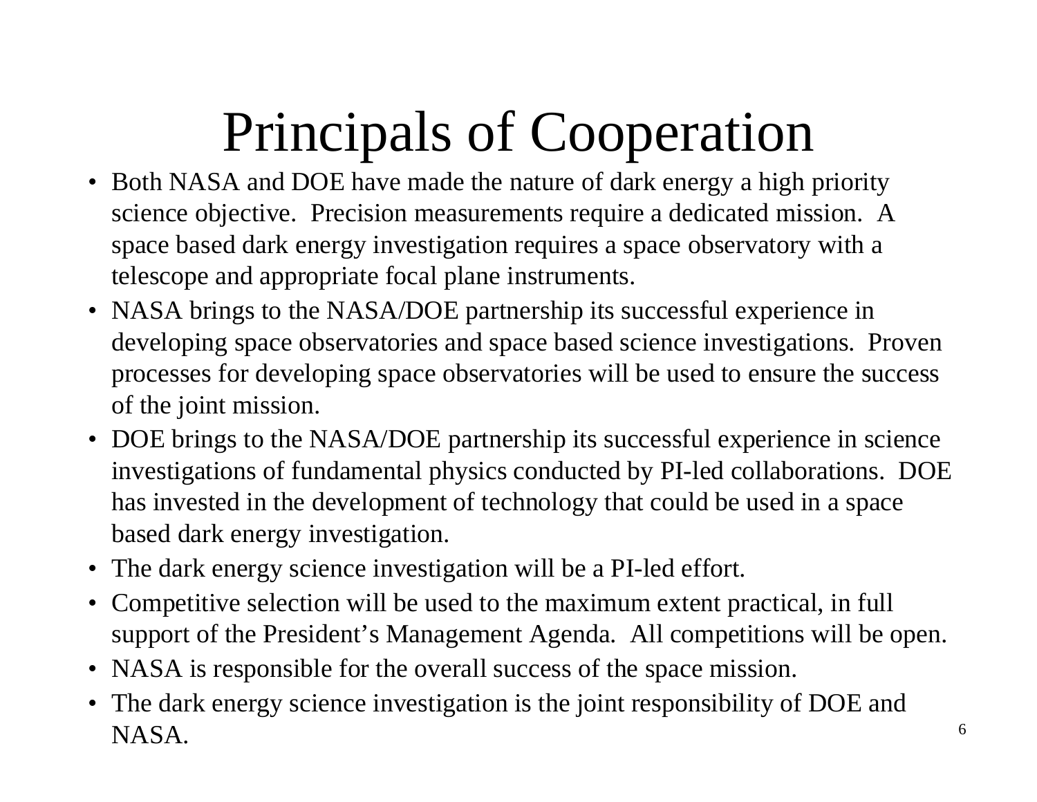# Principals of Cooperation

- Both NASA and DOE have made the nature of dark energy a high priority science objective. Precision measurements require a dedicated mission. A space based dark energy investigation requires a space observatory with a telescope and appropriate focal plane instruments.
- NASA brings to the NASA/DOE partnership its successful experience in developing space observatories and space based science investigations. Proven processes for developing space observatories will be used to ensure the success of the joint mission.
- DOE brings to the NASA/DOE partnership its successful experience in science investigations of fundamental physics conducted by PI-led collaborations. DOE has invested in the development of technology that could be used in a space based dark energy investigation.
- The dark energy science investigation will be a PI-led effort.
- Competitive selection will be used to the maximum extent practical, in full support of the President's Management Agenda. All competitions will be open.
- NASA is responsible for the overall success of the space mission.
- The dark energy science investigation is the joint responsibility of DOE and NASA.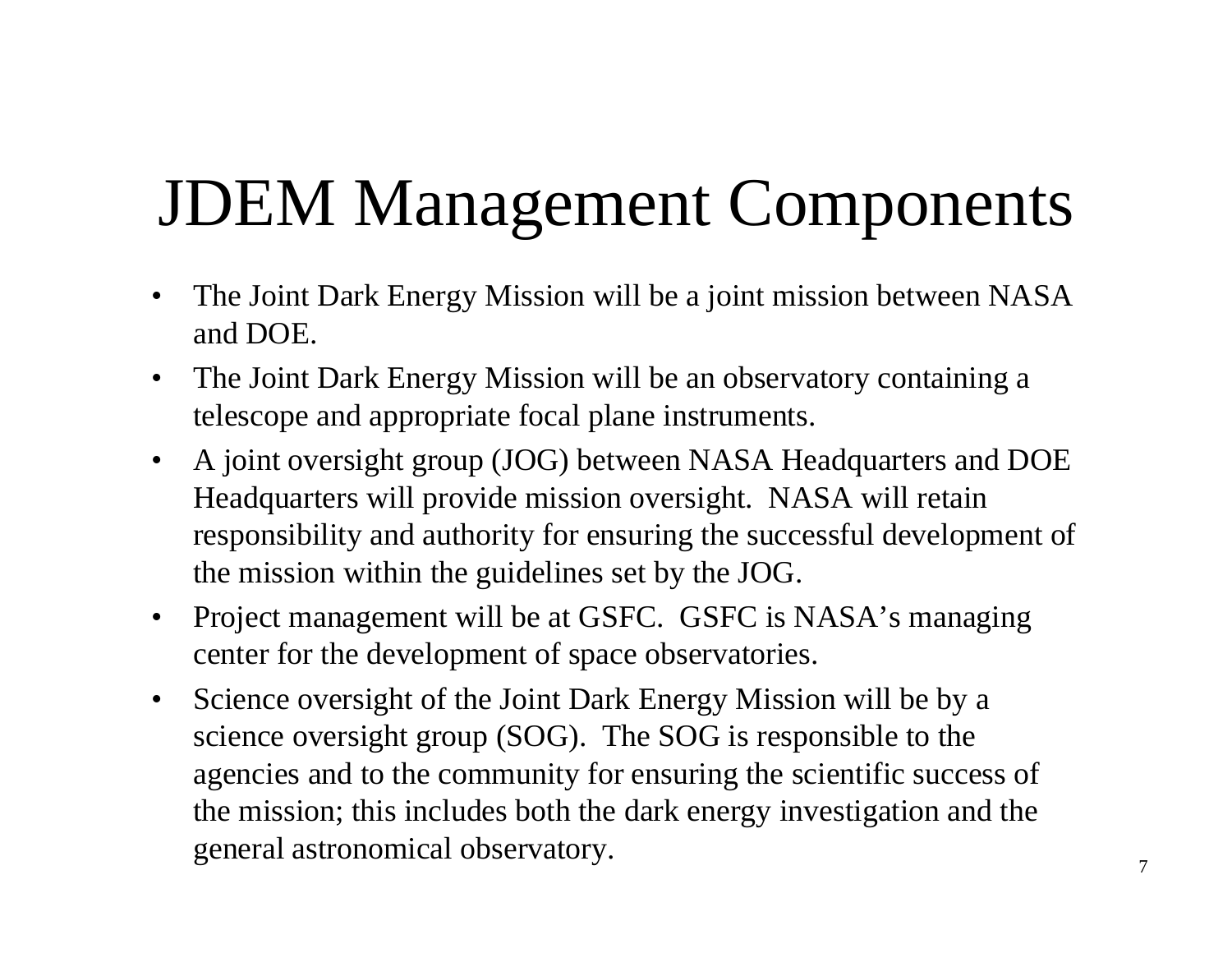# JDEM Management Components

- The Joint Dark Energy Mission will be a joint mission between NASA and DOE.
- The Joint Dark Energy Mission will be an observatory containing a telescope and appropriate focal plane instruments.
- A joint oversight group (JOG) between NASA Headquarters and DOE Headquarters will provide mission oversight. NASA will retain responsibility and authority for ensuring the successful development of the mission within the guidelines set by the JOG.
- Project management will be at GSFC. GSFC is NASA's managing center for the development of space observatories.
- Science oversight of the Joint Dark Energy Mission will be by a science oversight group (SOG). The SOG is responsible to the agencies and to the community for ensuring the scientific success of the mission; this includes both the dark energy investigation and the general astronomical observatory.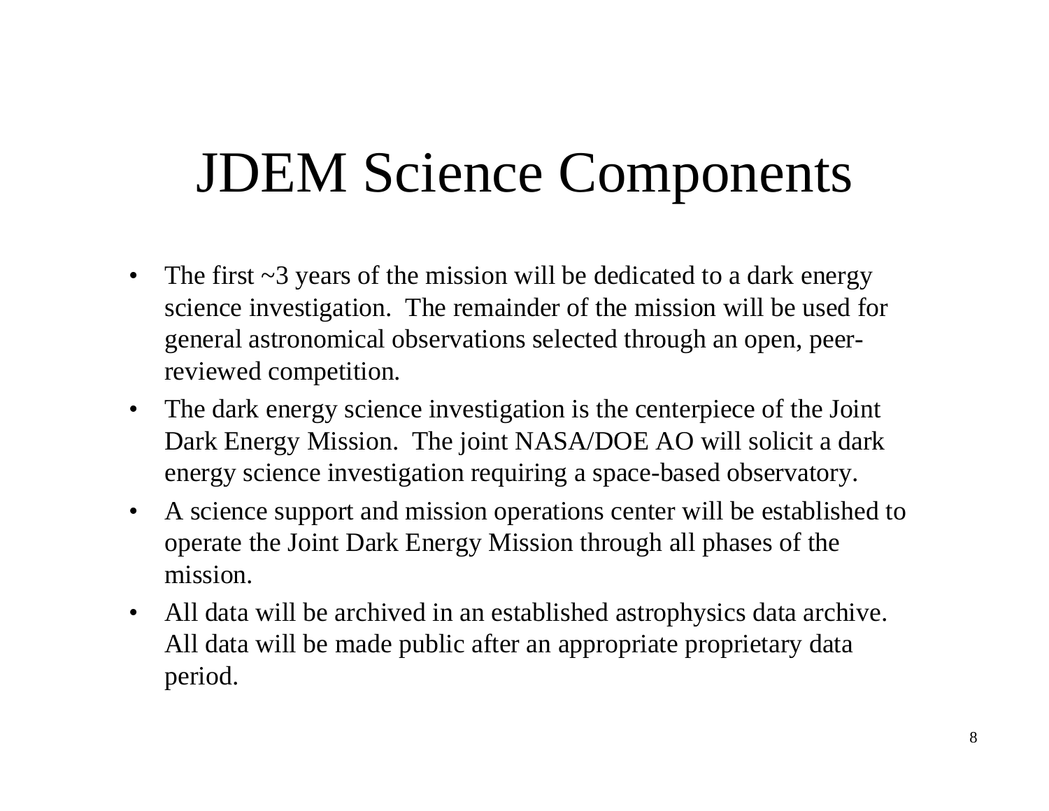# JDEM Science Components

- The first ~3 years of the mission will be dedicated to a dark energy science investigation. The remainder of the mission will be used for general astronomical observations selected through an open, peer-reviewed competition.
- The dark energy science investigation is the centerpiece of the Joint Dark Energy Mission. The joint NASA/DOE AO will solicit a dark energy science investigation requiring a space-based observatory.
- A science support and mission operations center will be established to operate the Joint Dark Energy Mission through all phases of the mission.
- All data will be archived in an established astrophysics data archive. All data will be made public after an appropriate proprietary data period.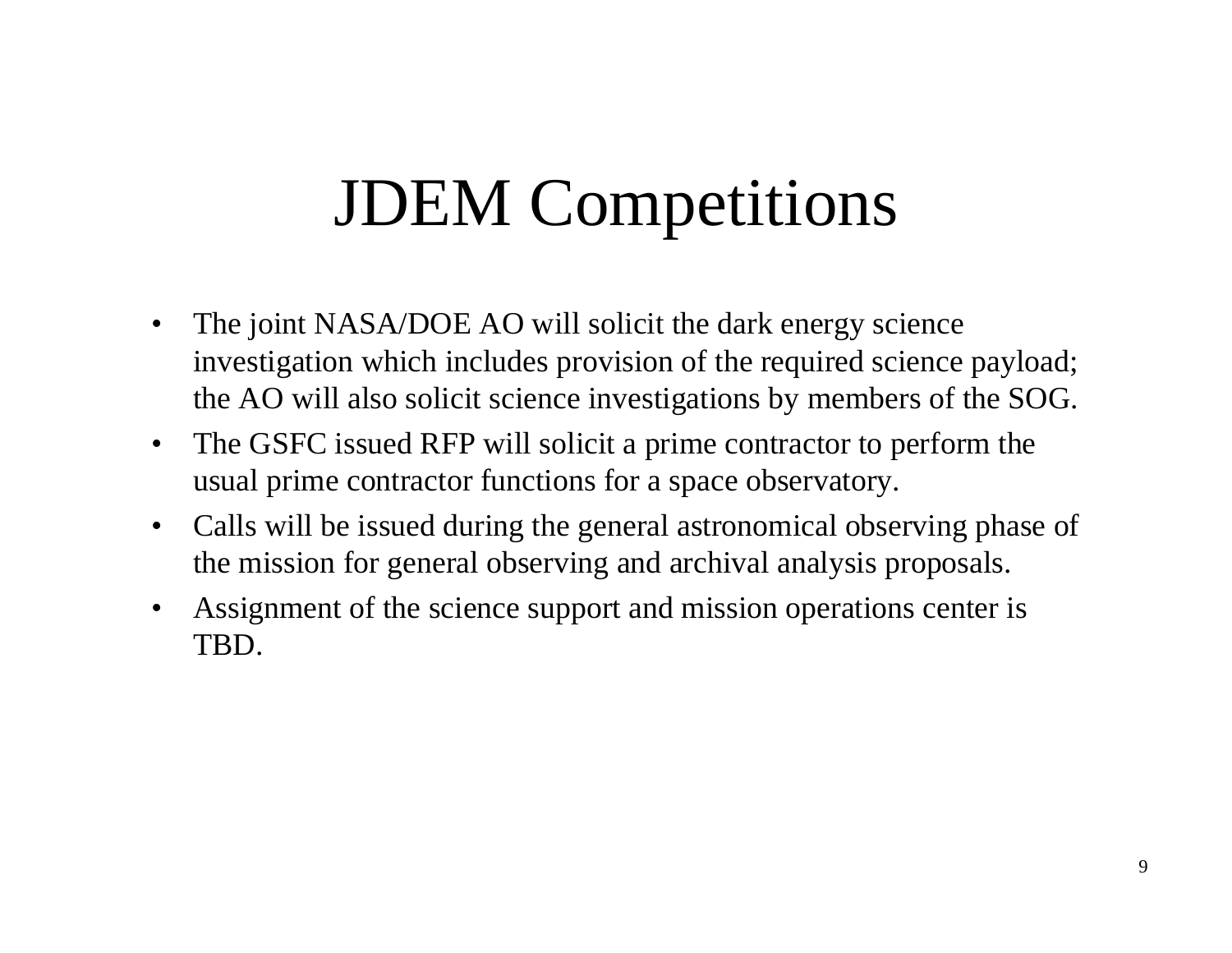# JDEM Competitions

- The joint NASA/DOE AO will solicit the dark energy science investigation which includes provision of the required science payload; the AO will also solicit science investigations by members of the SOG.
- The GSFC issued RFP will solicit a prime contractor to perform the usual prime contractor functions for a space observatory.
- Calls will be issued during the general astronomical observing phase of the mission for general observing and archival analysis proposals.
- Assignment of the science support and mission operations center is TBD.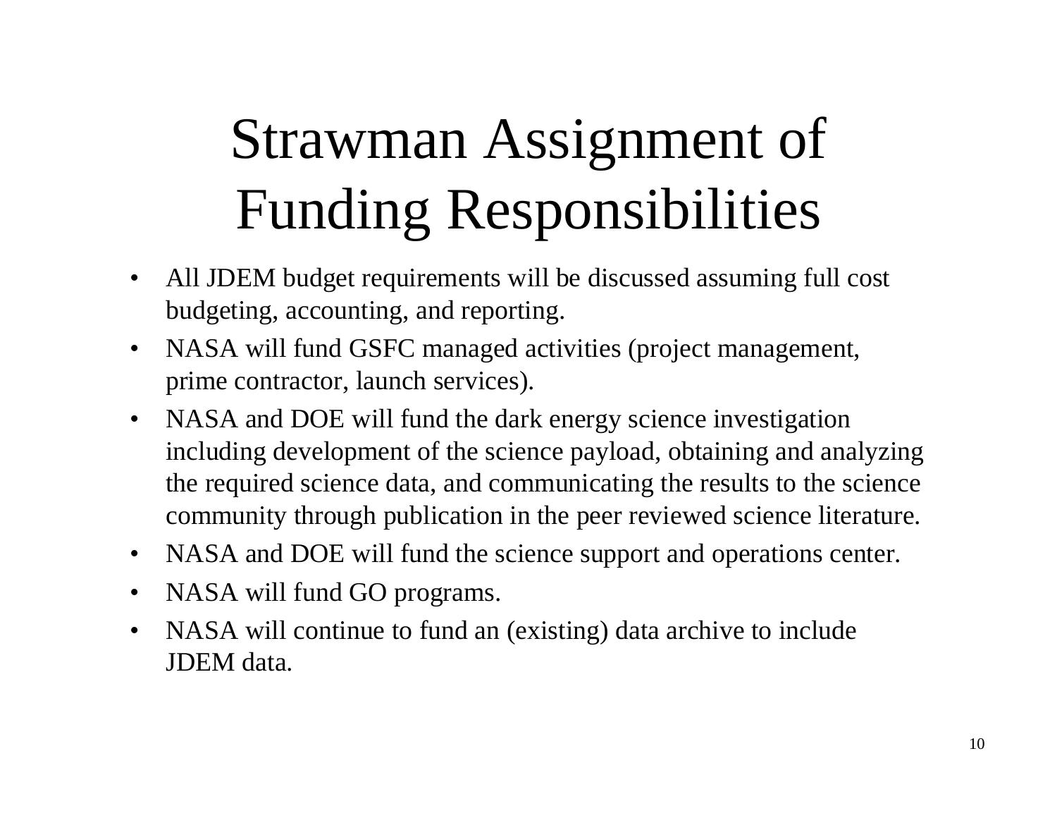# Strawman Assignment of Funding Responsibilities

- All JDEM budget requirements will be discussed assuming full cost budgeting, accounting, and reporting.
- NASA will fund GSFC managed activities (project management, prime contractor, launch services).
- NASA and DOE will fund the dark energy science investigation including development of the science payload, obtaining and analyzing the required science data, and communicating the results to the science community through publication in the peer reviewed science literature.
- NASA and DOE will fund the science support and operations center.
- NASA will fund GO programs.
- NASA will continue to fund an (existing) data archive to include JDEM data.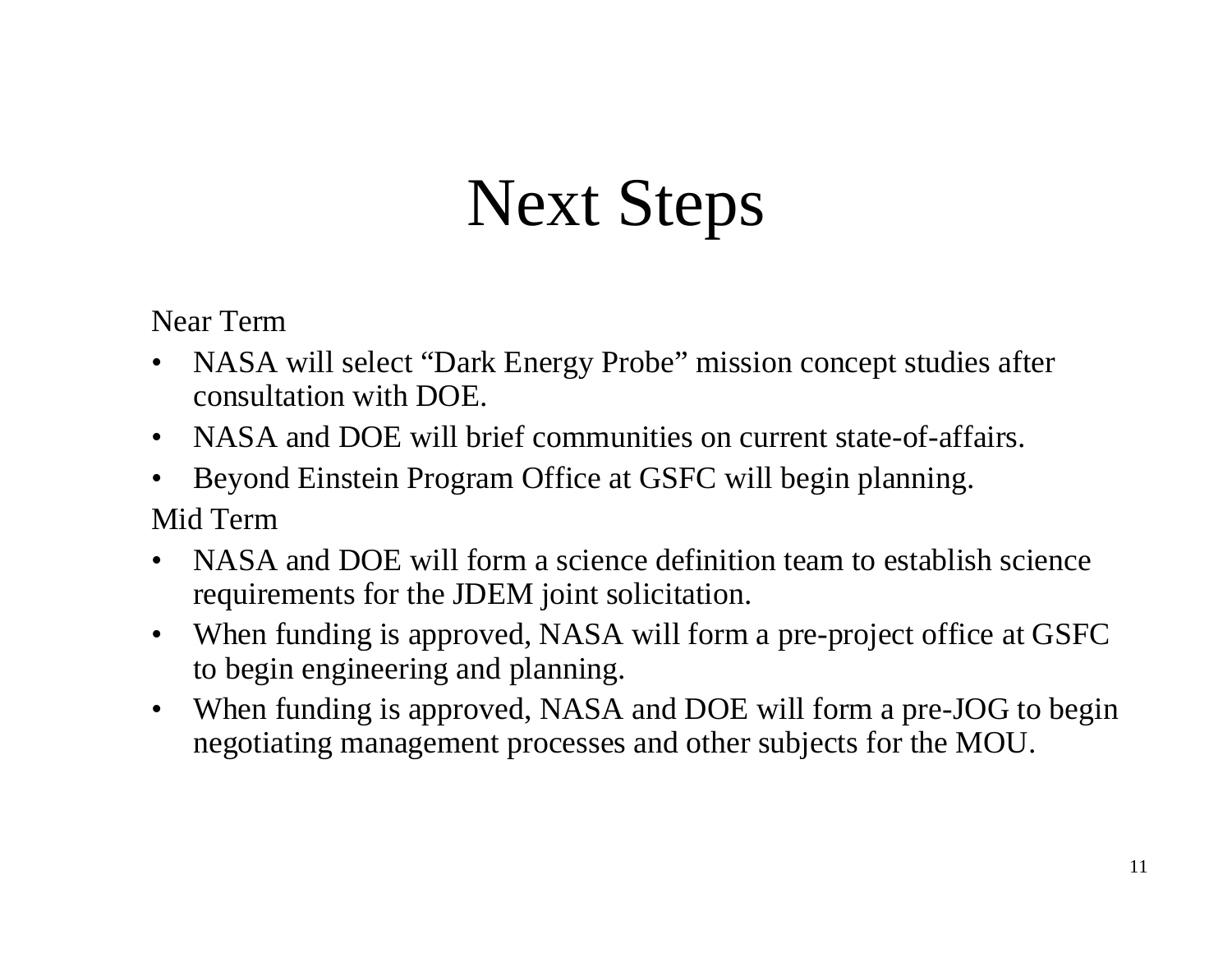# Next Steps

Near Term

- NASA will select "Dark Energy Probe" mission concept studies after consultation with DOE.
- NASA and DOE will brief communities on current state-of-affairs.
- Beyond Einstein Program Office at GSFC will begin planning.

Mid Term

- NASA and DOE will form a science definition team to establish science requirements for the JDEM joint solicitation.
- When funding is approved, NASA will form a pre-project office at GSFC to begin engineering and planning.
- When funding is approved, NASA and DOE will form a pre-JOG to begin negotiating management processes and other subjects for the MOU.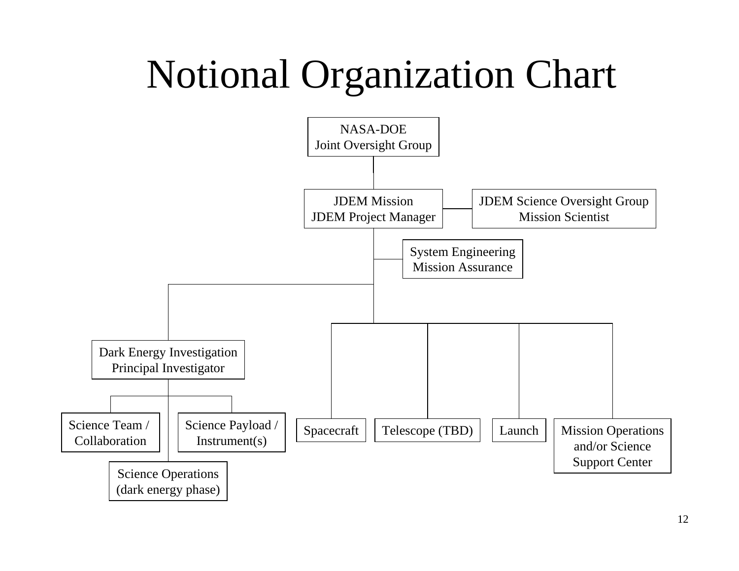# Notional Organization Chart

- NASA-DOE Joint Oversight Group
  - JDEM Mission / JDEM Project Manager — JDEM Science Oversight Group / Mission Scientist
    - System Engineering / Mission Assurance
    - Dark Energy Investigation / Principal Investigator
      - Science Team / Collaboration
      - Science Payload / Instrument(s)
      - Science Operations (dark energy phase)
    - Spacecraft
    - Telescope (TBD)
    - Launch
    - Mission Operations and/or Science Support Center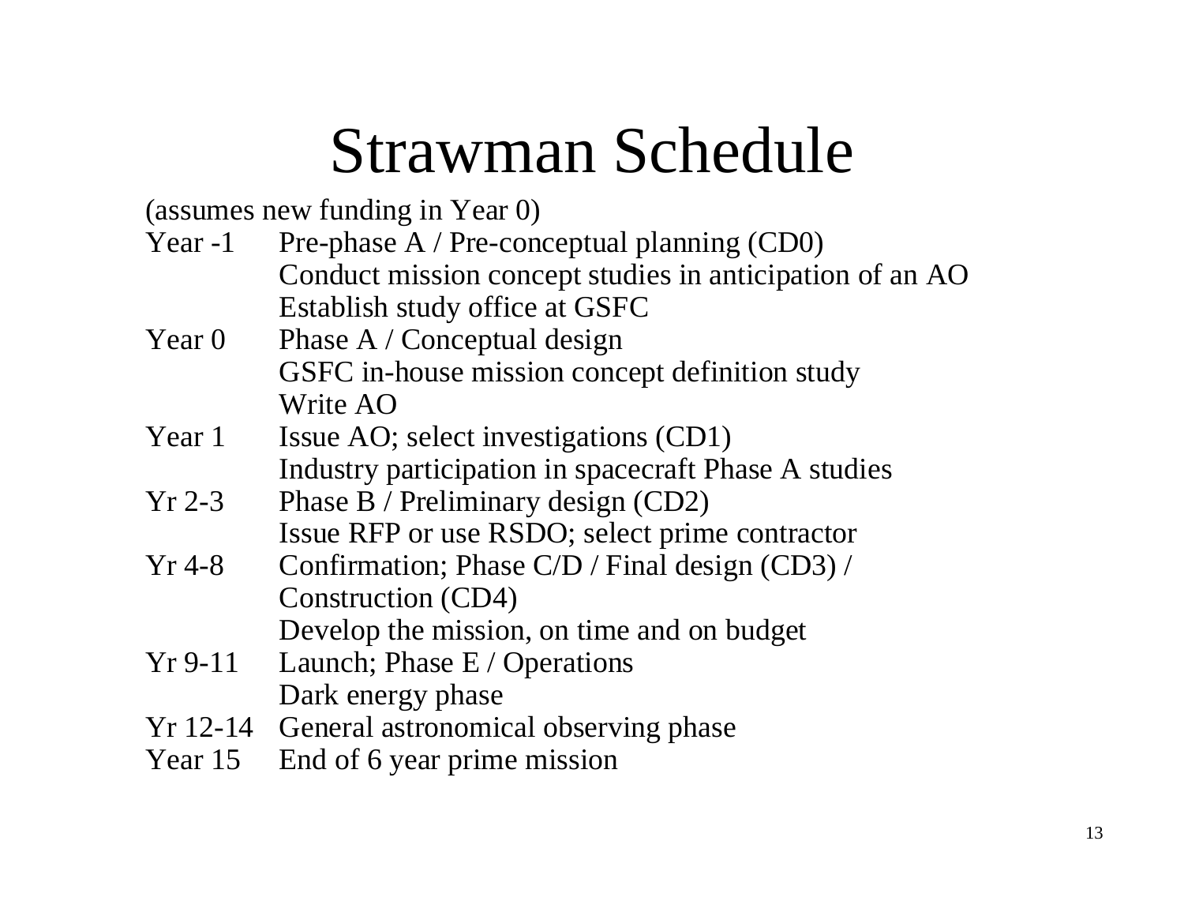# Strawman Schedule

(assumes new funding in Year 0)

| | |
|---|---|
| Year -1 | Pre-phase A / Pre-conceptual planning (CD0)<br>Conduct mission concept studies in anticipation of an AO<br>Establish study office at GSFC |
| Year 0 | Phase A / Conceptual design<br>GSFC in-house mission concept definition study<br>Write AO |
| Year 1 | Issue AO; select investigations (CD1)<br>Industry participation in spacecraft Phase A studies |
| Yr 2-3 | Phase B / Preliminary design (CD2)<br>Issue RFP or use RSDO; select prime contractor |
| Yr 4-8 | Confirmation; Phase C/D / Final design (CD3) / Construction (CD4)<br>Develop the mission, on time and on budget |
| Yr 9-11 | Launch; Phase E / Operations<br>Dark energy phase |
| Yr 12-14 | General astronomical observing phase |
| Year 15 | End of 6 year prime mission |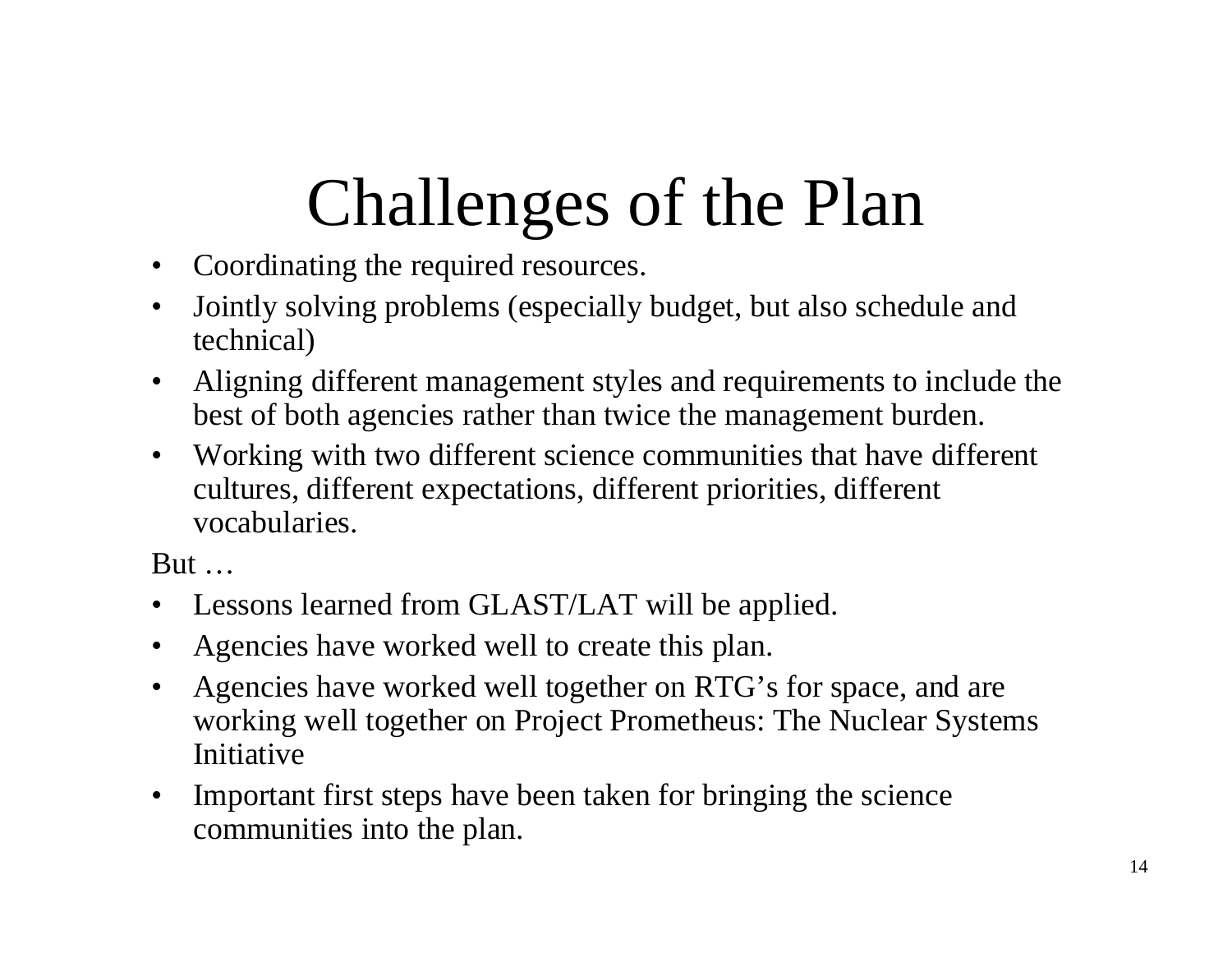# Challenges of the Plan

- Coordinating the required resources.
- Jointly solving problems (especially budget, but also schedule and technical)
- Aligning different management styles and requirements to include the best of both agencies rather than twice the management burden.
- Working with two different science communities that have different cultures, different expectations, different priorities, different vocabularies.

But …

- Lessons learned from GLAST/LAT will be applied.
- Agencies have worked well to create this plan.
- Agencies have worked well together on RTG's for space, and are working well together on Project Prometheus: The Nuclear Systems Initiative
- Important first steps have been taken for bringing the science communities into the plan.